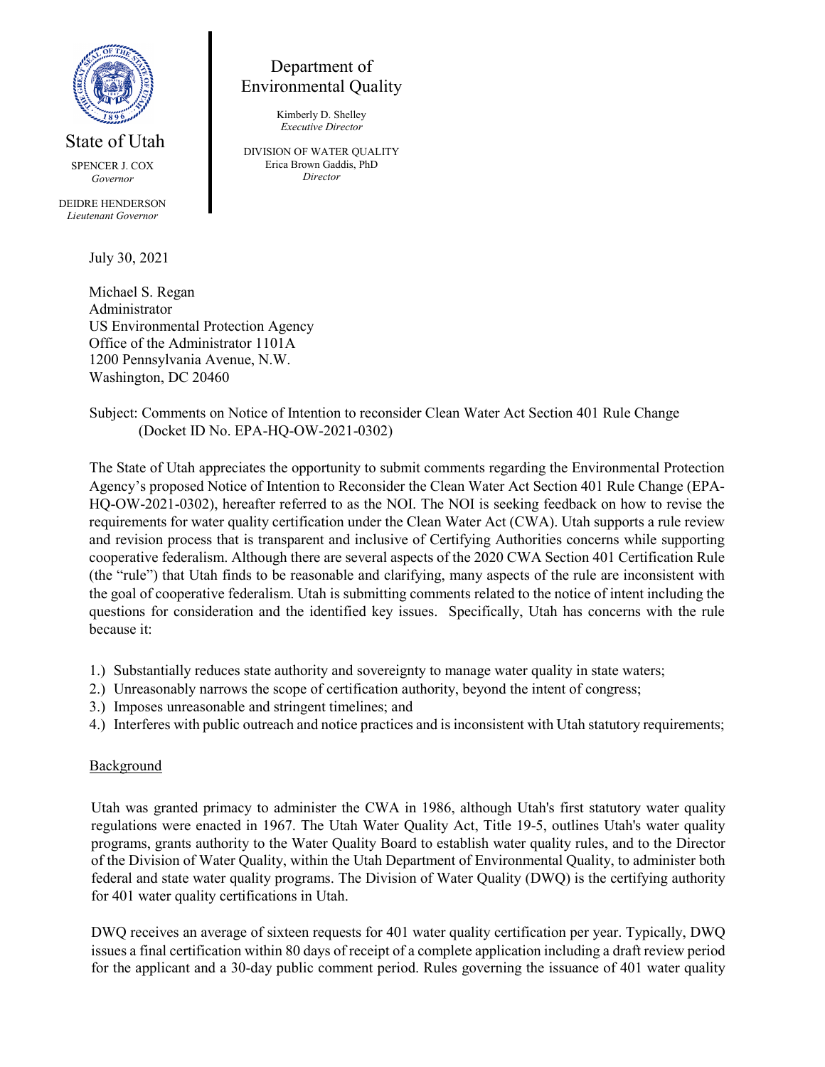State of Utah

SPENCER J. COX
*Governor*

DEIDRE HENDERSON
*Lieutenant Governor*

Department of Environmental Quality

Kimberly D. Shelley
*Executive Director*

DIVISION OF WATER QUALITY
Erica Brown Gaddis, PhD
*Director*

July 30, 2021

Michael S. Regan
Administrator
US Environmental Protection Agency
Office of the Administrator 1101A
1200 Pennsylvania Avenue, N.W.
Washington, DC 20460

Subject: Comments on Notice of Intention to reconsider Clean Water Act Section 401 Rule Change (Docket ID No. EPA-HQ-OW-2021-0302)

The State of Utah appreciates the opportunity to submit comments regarding the Environmental Protection Agency's proposed Notice of Intention to Reconsider the Clean Water Act Section 401 Rule Change (EPA-HQ-OW-2021-0302), hereafter referred to as the NOI. The NOI is seeking feedback on how to revise the requirements for water quality certification under the Clean Water Act (CWA). Utah supports a rule review and revision process that is transparent and inclusive of Certifying Authorities concerns while supporting cooperative federalism. Although there are several aspects of the 2020 CWA Section 401 Certification Rule (the "rule") that Utah finds to be reasonable and clarifying, many aspects of the rule are inconsistent with the goal of cooperative federalism. Utah is submitting comments related to the notice of intent including the questions for consideration and the identified key issues. Specifically, Utah has concerns with the rule because it:

1.) Substantially reduces state authority and sovereignty to manage water quality in state waters;
2.) Unreasonably narrows the scope of certification authority, beyond the intent of congress;
3.) Imposes unreasonable and stringent timelines; and
4.) Interferes with public outreach and notice practices and is inconsistent with Utah statutory requirements;

## Background

Utah was granted primacy to administer the CWA in 1986, although Utah's first statutory water quality regulations were enacted in 1967. The Utah Water Quality Act, Title 19-5, outlines Utah's water quality programs, grants authority to the Water Quality Board to establish water quality rules, and to the Director of the Division of Water Quality, within the Utah Department of Environmental Quality, to administer both federal and state water quality programs. The Division of Water Quality (DWQ) is the certifying authority for 401 water quality certifications in Utah.

DWQ receives an average of sixteen requests for 401 water quality certification per year. Typically, DWQ issues a final certification within 80 days of receipt of a complete application including a draft review period for the applicant and a 30-day public comment period. Rules governing the issuance of 401 water quality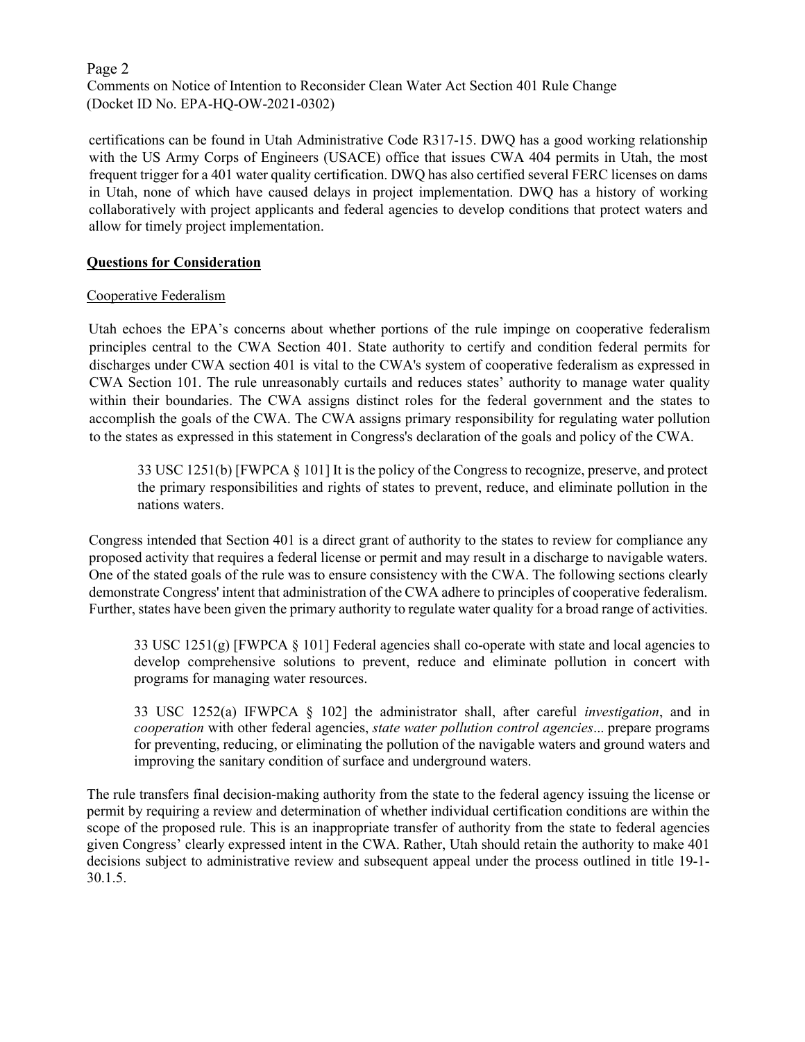certifications can be found in Utah Administrative Code R317-15. DWQ has a good working relationship with the US Army Corps of Engineers (USACE) office that issues CWA 404 permits in Utah, the most frequent trigger for a 401 water quality certification. DWQ has also certified several FERC licenses on dams in Utah, none of which have caused delays in project implementation. DWQ has a history of working collaboratively with project applicants and federal agencies to develop conditions that protect waters and allow for timely project implementation.

## Questions for Consideration

### Cooperative Federalism

Utah echoes the EPA's concerns about whether portions of the rule impinge on cooperative federalism principles central to the CWA Section 401. State authority to certify and condition federal permits for discharges under CWA section 401 is vital to the CWA's system of cooperative federalism as expressed in CWA Section 101. The rule unreasonably curtails and reduces states' authority to manage water quality within their boundaries. The CWA assigns distinct roles for the federal government and the states to accomplish the goals of the CWA. The CWA assigns primary responsibility for regulating water pollution to the states as expressed in this statement in Congress's declaration of the goals and policy of the CWA.

> 33 USC 1251(b) [FWPCA § 101] It is the policy of the Congress to recognize, preserve, and protect the primary responsibilities and rights of states to prevent, reduce, and eliminate pollution in the nations waters.

Congress intended that Section 401 is a direct grant of authority to the states to review for compliance any proposed activity that requires a federal license or permit and may result in a discharge to navigable waters. One of the stated goals of the rule was to ensure consistency with the CWA. The following sections clearly demonstrate Congress' intent that administration of the CWA adhere to principles of cooperative federalism. Further, states have been given the primary authority to regulate water quality for a broad range of activities.

> 33 USC 1251(g) [FWPCA § 101] Federal agencies shall co-operate with state and local agencies to develop comprehensive solutions to prevent, reduce and eliminate pollution in concert with programs for managing water resources.

> 33 USC 1252(a) IFWPCA § 102] the administrator shall, after careful *investigation*, and in *cooperation* with other federal agencies, *state water pollution control agencies*... prepare programs for preventing, reducing, or eliminating the pollution of the navigable waters and ground waters and improving the sanitary condition of surface and underground waters.

The rule transfers final decision-making authority from the state to the federal agency issuing the license or permit by requiring a review and determination of whether individual certification conditions are within the scope of the proposed rule. This is an inappropriate transfer of authority from the state to federal agencies given Congress' clearly expressed intent in the CWA. Rather, Utah should retain the authority to make 401 decisions subject to administrative review and subsequent appeal under the process outlined in title 19-1-30.1.5.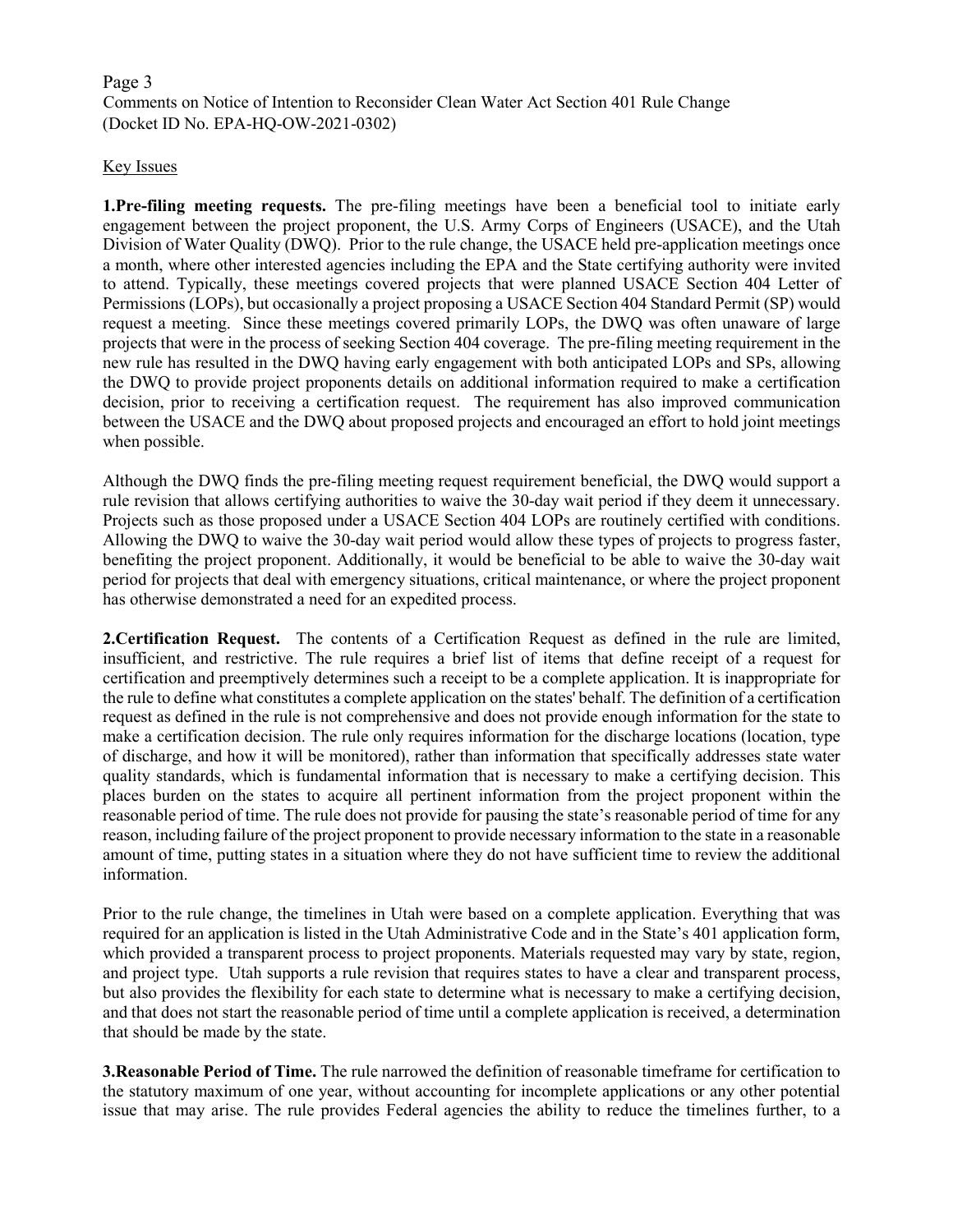Key Issues

**1.Pre-filing meeting requests.** The pre-filing meetings have been a beneficial tool to initiate early engagement between the project proponent, the U.S. Army Corps of Engineers (USACE), and the Utah Division of Water Quality (DWQ). Prior to the rule change, the USACE held pre-application meetings once a month, where other interested agencies including the EPA and the State certifying authority were invited to attend. Typically, these meetings covered projects that were planned USACE Section 404 Letter of Permissions (LOPs), but occasionally a project proposing a USACE Section 404 Standard Permit (SP) would request a meeting. Since these meetings covered primarily LOPs, the DWQ was often unaware of large projects that were in the process of seeking Section 404 coverage. The pre-filing meeting requirement in the new rule has resulted in the DWQ having early engagement with both anticipated LOPs and SPs, allowing the DWQ to provide project proponents details on additional information required to make a certification decision, prior to receiving a certification request. The requirement has also improved communication between the USACE and the DWQ about proposed projects and encouraged an effort to hold joint meetings when possible.

Although the DWQ finds the pre-filing meeting request requirement beneficial, the DWQ would support a rule revision that allows certifying authorities to waive the 30-day wait period if they deem it unnecessary. Projects such as those proposed under a USACE Section 404 LOPs are routinely certified with conditions. Allowing the DWQ to waive the 30-day wait period would allow these types of projects to progress faster, benefiting the project proponent. Additionally, it would be beneficial to be able to waive the 30-day wait period for projects that deal with emergency situations, critical maintenance, or where the project proponent has otherwise demonstrated a need for an expedited process.

**2.Certification Request.** The contents of a Certification Request as defined in the rule are limited, insufficient, and restrictive. The rule requires a brief list of items that define receipt of a request for certification and preemptively determines such a receipt to be a complete application. It is inappropriate for the rule to define what constitutes a complete application on the states' behalf. The definition of a certification request as defined in the rule is not comprehensive and does not provide enough information for the state to make a certification decision. The rule only requires information for the discharge locations (location, type of discharge, and how it will be monitored), rather than information that specifically addresses state water quality standards, which is fundamental information that is necessary to make a certifying decision. This places burden on the states to acquire all pertinent information from the project proponent within the reasonable period of time. The rule does not provide for pausing the state's reasonable period of time for any reason, including failure of the project proponent to provide necessary information to the state in a reasonable amount of time, putting states in a situation where they do not have sufficient time to review the additional information.

Prior to the rule change, the timelines in Utah were based on a complete application. Everything that was required for an application is listed in the Utah Administrative Code and in the State's 401 application form, which provided a transparent process to project proponents. Materials requested may vary by state, region, and project type. Utah supports a rule revision that requires states to have a clear and transparent process, but also provides the flexibility for each state to determine what is necessary to make a certifying decision, and that does not start the reasonable period of time until a complete application is received, a determination that should be made by the state.

**3.Reasonable Period of Time.** The rule narrowed the definition of reasonable timeframe for certification to the statutory maximum of one year, without accounting for incomplete applications or any other potential issue that may arise. The rule provides Federal agencies the ability to reduce the timelines further, to a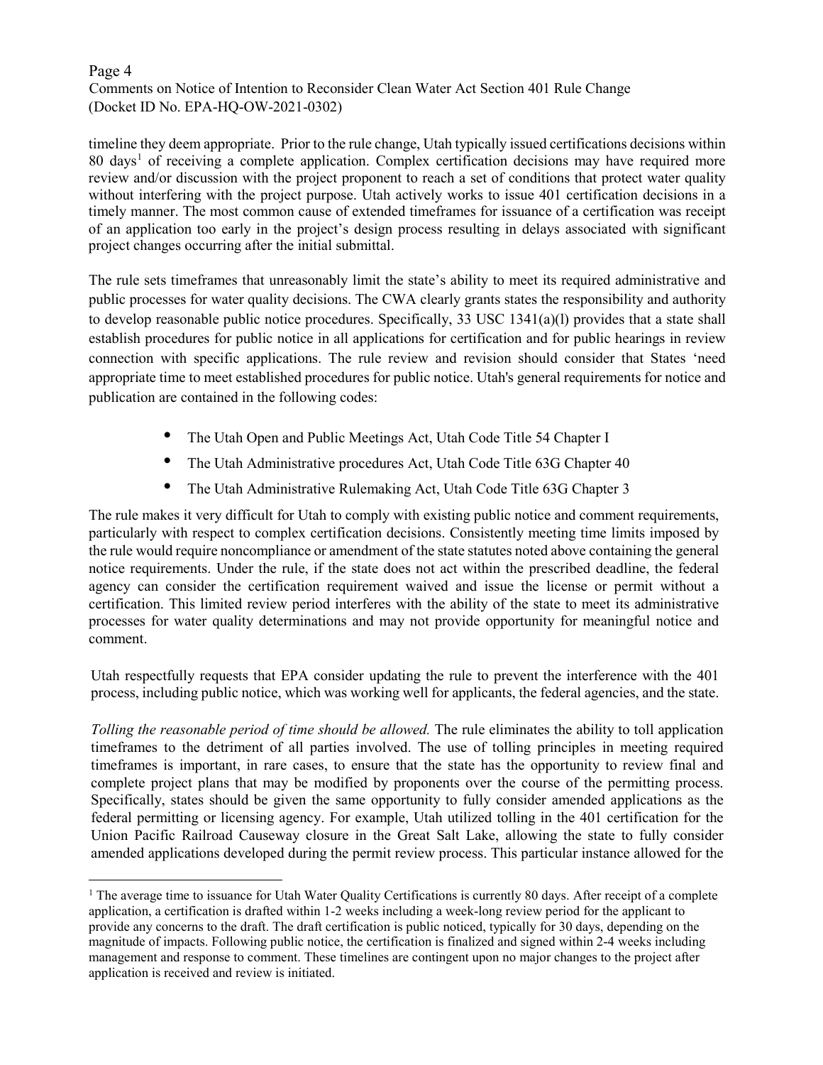timeline they deem appropriate. Prior to the rule change, Utah typically issued certifications decisions within 80 days[1] of receiving a complete application. Complex certification decisions may have required more review and/or discussion with the project proponent to reach a set of conditions that protect water quality without interfering with the project purpose. Utah actively works to issue 401 certification decisions in a timely manner. The most common cause of extended timeframes for issuance of a certification was receipt of an application too early in the project's design process resulting in delays associated with significant project changes occurring after the initial submittal.

The rule sets timeframes that unreasonably limit the state's ability to meet its required administrative and public processes for water quality decisions. The CWA clearly grants states the responsibility and authority to develop reasonable public notice procedures. Specifically, 33 USC 1341(a)(l) provides that a state shall establish procedures for public notice in all applications for certification and for public hearings in review connection with specific applications. The rule review and revision should consider that States 'need appropriate time to meet established procedures for public notice. Utah's general requirements for notice and publication are contained in the following codes:

- The Utah Open and Public Meetings Act, Utah Code Title 54 Chapter I
- The Utah Administrative procedures Act, Utah Code Title 63G Chapter 40
- The Utah Administrative Rulemaking Act, Utah Code Title 63G Chapter 3

The rule makes it very difficult for Utah to comply with existing public notice and comment requirements, particularly with respect to complex certification decisions. Consistently meeting time limits imposed by the rule would require noncompliance or amendment of the state statutes noted above containing the general notice requirements. Under the rule, if the state does not act within the prescribed deadline, the federal agency can consider the certification requirement waived and issue the license or permit without a certification. This limited review period interferes with the ability of the state to meet its administrative processes for water quality determinations and may not provide opportunity for meaningful notice and comment.

Utah respectfully requests that EPA consider updating the rule to prevent the interference with the 401 process, including public notice, which was working well for applicants, the federal agencies, and the state.

*Tolling the reasonable period of time should be allowed.* The rule eliminates the ability to toll application timeframes to the detriment of all parties involved. The use of tolling principles in meeting required timeframes is important, in rare cases, to ensure that the state has the opportunity to review final and complete project plans that may be modified by proponents over the course of the permitting process. Specifically, states should be given the same opportunity to fully consider amended applications as the federal permitting or licensing agency. For example, Utah utilized tolling in the 401 certification for the Union Pacific Railroad Causeway closure in the Great Salt Lake, allowing the state to fully consider amended applications developed during the permit review process. This particular instance allowed for the

[1] The average time to issuance for Utah Water Quality Certifications is currently 80 days. After receipt of a complete application, a certification is drafted within 1-2 weeks including a week-long review period for the applicant to provide any concerns to the draft. The draft certification is public noticed, typically for 30 days, depending on the magnitude of impacts. Following public notice, the certification is finalized and signed within 2-4 weeks including management and response to comment. These timelines are contingent upon no major changes to the project after application is received and review is initiated.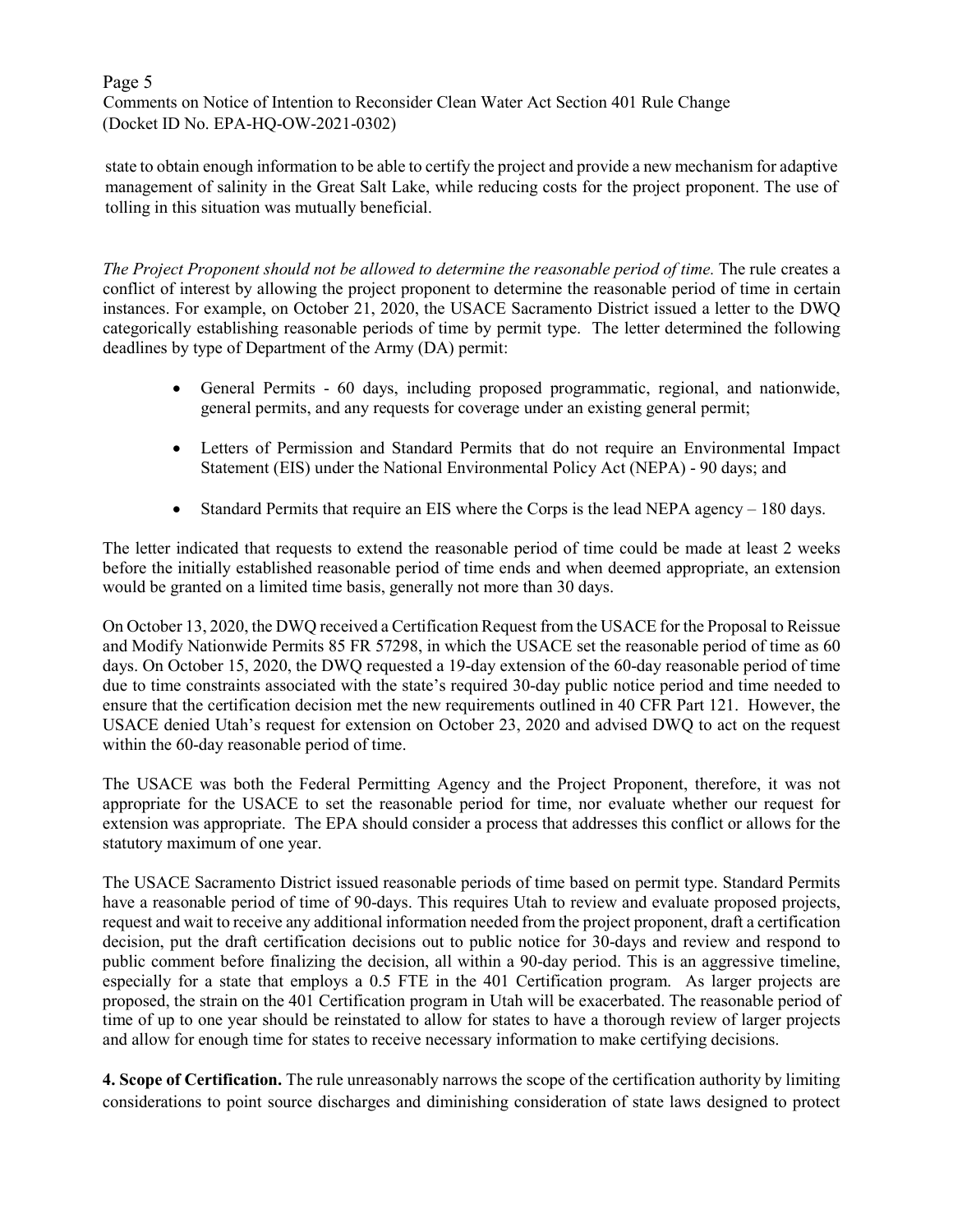state to obtain enough information to be able to certify the project and provide a new mechanism for adaptive management of salinity in the Great Salt Lake, while reducing costs for the project proponent. The use of tolling in this situation was mutually beneficial.

*The Project Proponent should not be allowed to determine the reasonable period of time.* The rule creates a conflict of interest by allowing the project proponent to determine the reasonable period of time in certain instances. For example, on October 21, 2020, the USACE Sacramento District issued a letter to the DWQ categorically establishing reasonable periods of time by permit type. The letter determined the following deadlines by type of Department of the Army (DA) permit:

- General Permits - 60 days, including proposed programmatic, regional, and nationwide, general permits, and any requests for coverage under an existing general permit;
- Letters of Permission and Standard Permits that do not require an Environmental Impact Statement (EIS) under the National Environmental Policy Act (NEPA) - 90 days; and
- Standard Permits that require an EIS where the Corps is the lead NEPA agency – 180 days.

The letter indicated that requests to extend the reasonable period of time could be made at least 2 weeks before the initially established reasonable period of time ends and when deemed appropriate, an extension would be granted on a limited time basis, generally not more than 30 days.

On October 13, 2020, the DWQ received a Certification Request from the USACE for the Proposal to Reissue and Modify Nationwide Permits 85 FR 57298, in which the USACE set the reasonable period of time as 60 days. On October 15, 2020, the DWQ requested a 19-day extension of the 60-day reasonable period of time due to time constraints associated with the state's required 30-day public notice period and time needed to ensure that the certification decision met the new requirements outlined in 40 CFR Part 121. However, the USACE denied Utah's request for extension on October 23, 2020 and advised DWQ to act on the request within the 60-day reasonable period of time.

The USACE was both the Federal Permitting Agency and the Project Proponent, therefore, it was not appropriate for the USACE to set the reasonable period for time, nor evaluate whether our request for extension was appropriate. The EPA should consider a process that addresses this conflict or allows for the statutory maximum of one year.

The USACE Sacramento District issued reasonable periods of time based on permit type. Standard Permits have a reasonable period of time of 90-days. This requires Utah to review and evaluate proposed projects, request and wait to receive any additional information needed from the project proponent, draft a certification decision, put the draft certification decisions out to public notice for 30-days and review and respond to public comment before finalizing the decision, all within a 90-day period. This is an aggressive timeline, especially for a state that employs a 0.5 FTE in the 401 Certification program. As larger projects are proposed, the strain on the 401 Certification program in Utah will be exacerbated. The reasonable period of time of up to one year should be reinstated to allow for states to have a thorough review of larger projects and allow for enough time for states to receive necessary information to make certifying decisions.

**4. Scope of Certification.** The rule unreasonably narrows the scope of the certification authority by limiting considerations to point source discharges and diminishing consideration of state laws designed to protect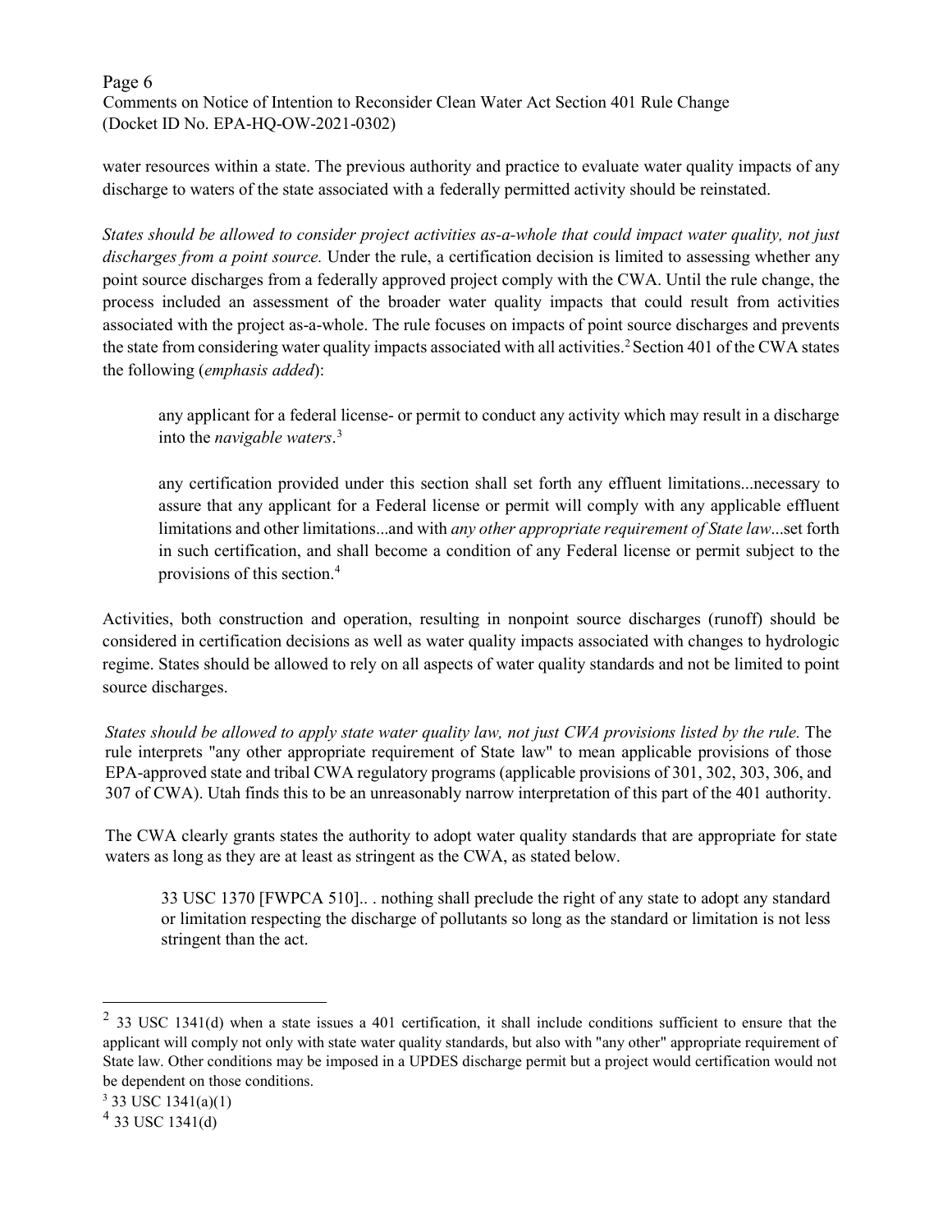water resources within a state. The previous authority and practice to evaluate water quality impacts of any discharge to waters of the state associated with a federally permitted activity should be reinstated.

*States should be allowed to consider project activities as-a-whole that could impact water quality, not just discharges from a point source.* Under the rule, a certification decision is limited to assessing whether any point source discharges from a federally approved project comply with the CWA. Until the rule change, the process included an assessment of the broader water quality impacts that could result from activities associated with the project as-a-whole. The rule focuses on impacts of point source discharges and prevents the state from considering water quality impacts associated with all activities.[2] Section 401 of the CWA states the following (*emphasis added*):

> any applicant for a federal license- or permit to conduct any activity which may result in a discharge into the *navigable waters*.[3]
>
> any certification provided under this section shall set forth any effluent limitations...necessary to assure that any applicant for a Federal license or permit will comply with any applicable effluent limitations and other limitations...and with *any other appropriate requirement of State law*...set forth in such certification, and shall become a condition of any Federal license or permit subject to the provisions of this section.[4]

Activities, both construction and operation, resulting in nonpoint source discharges (runoff) should be considered in certification decisions as well as water quality impacts associated with changes to hydrologic regime. States should be allowed to rely on all aspects of water quality standards and not be limited to point source discharges.

*States should be allowed to apply state water quality law, not just CWA provisions listed by the rule.* The rule interprets "any other appropriate requirement of State law" to mean applicable provisions of those EPA-approved state and tribal CWA regulatory programs (applicable provisions of 301, 302, 303, 306, and 307 of CWA). Utah finds this to be an unreasonably narrow interpretation of this part of the 401 authority.

The CWA clearly grants states the authority to adopt water quality standards that are appropriate for state waters as long as they are at least as stringent as the CWA, as stated below.

> 33 USC 1370 [FWPCA 510].. . nothing shall preclude the right of any state to adopt any standard or limitation respecting the discharge of pollutants so long as the standard or limitation is not less stringent than the act.

---

[2] 33 USC 1341(d) when a state issues a 401 certification, it shall include conditions sufficient to ensure that the applicant will comply not only with state water quality standards, but also with "any other" appropriate requirement of State law. Other conditions may be imposed in a UPDES discharge permit but a project would certification would not be dependent on those conditions.

[3] 33 USC 1341(a)(1)

[4] 33 USC 1341(d)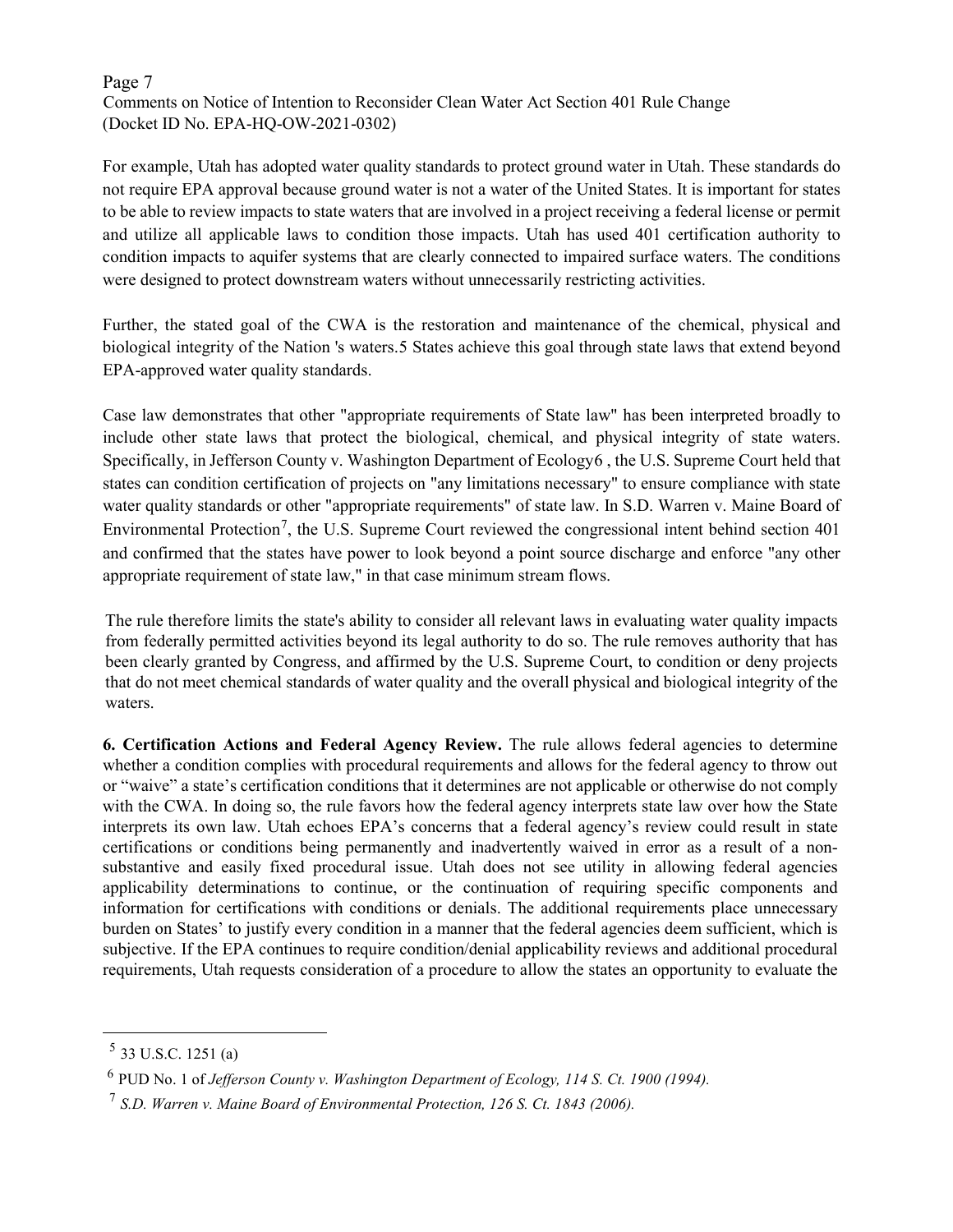For example, Utah has adopted water quality standards to protect ground water in Utah. These standards do not require EPA approval because ground water is not a water of the United States. It is important for states to be able to review impacts to state waters that are involved in a project receiving a federal license or permit and utilize all applicable laws to condition those impacts. Utah has used 401 certification authority to condition impacts to aquifer systems that are clearly connected to impaired surface waters. The conditions were designed to protect downstream waters without unnecessarily restricting activities.

Further, the stated goal of the CWA is the restoration and maintenance of the chemical, physical and biological integrity of the Nation 's waters.[5] States achieve this goal through state laws that extend beyond EPA-approved water quality standards.

Case law demonstrates that other "appropriate requirements of State law" has been interpreted broadly to include other state laws that protect the biological, chemical, and physical integrity of state waters. Specifically, in Jefferson County v. Washington Department of Ecology[6], the U.S. Supreme Court held that states can condition certification of projects on "any limitations necessary" to ensure compliance with state water quality standards or other "appropriate requirements" of state law. In S.D. Warren v. Maine Board of Environmental Protection[7], the U.S. Supreme Court reviewed the congressional intent behind section 401 and confirmed that the states have power to look beyond a point source discharge and enforce "any other appropriate requirement of state law," in that case minimum stream flows.

The rule therefore limits the state's ability to consider all relevant laws in evaluating water quality impacts from federally permitted activities beyond its legal authority to do so. The rule removes authority that has been clearly granted by Congress, and affirmed by the U.S. Supreme Court, to condition or deny projects that do not meet chemical standards of water quality and the overall physical and biological integrity of the waters.

**6. Certification Actions and Federal Agency Review.** The rule allows federal agencies to determine whether a condition complies with procedural requirements and allows for the federal agency to throw out or "waive" a state's certification conditions that it determines are not applicable or otherwise do not comply with the CWA. In doing so, the rule favors how the federal agency interprets state law over how the State interprets its own law. Utah echoes EPA's concerns that a federal agency's review could result in state certifications or conditions being permanently and inadvertently waived in error as a result of a non-substantive and easily fixed procedural issue. Utah does not see utility in allowing federal agencies applicability determinations to continue, or the continuation of requiring specific components and information for certifications with conditions or denials. The additional requirements place unnecessary burden on States' to justify every condition in a manner that the federal agencies deem sufficient, which is subjective. If the EPA continues to require condition/denial applicability reviews and additional procedural requirements, Utah requests consideration of a procedure to allow the states an opportunity to evaluate the

---

[5] 33 U.S.C. 1251 (a)

[6] PUD No. 1 of *Jefferson County v. Washington Department of Ecology, 114 S. Ct. 1900 (1994).*

[7] *S.D. Warren v. Maine Board of Environmental Protection, 126 S. Ct. 1843 (2006).*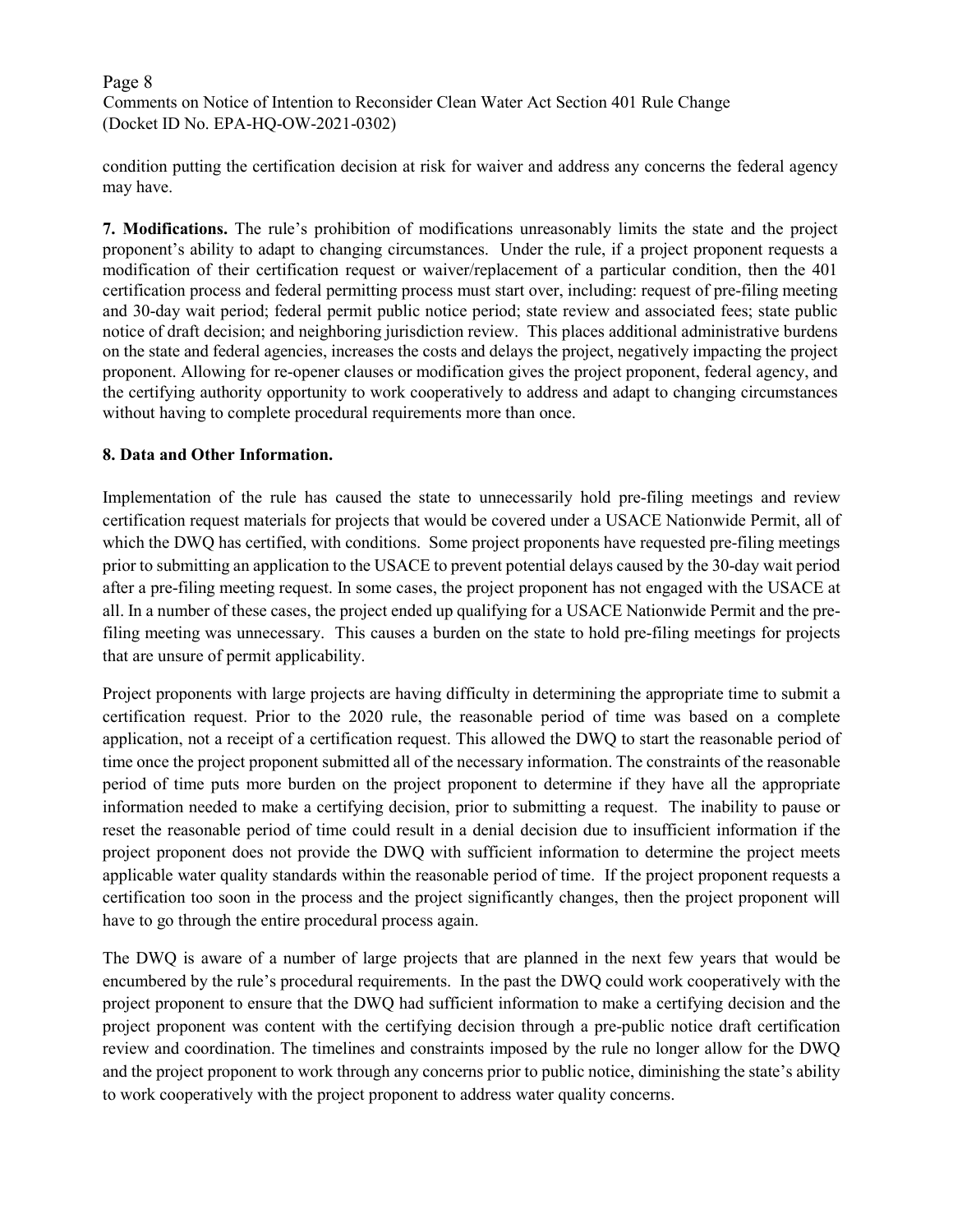condition putting the certification decision at risk for waiver and address any concerns the federal agency may have.

**7. Modifications.** The rule's prohibition of modifications unreasonably limits the state and the project proponent's ability to adapt to changing circumstances. Under the rule, if a project proponent requests a modification of their certification request or waiver/replacement of a particular condition, then the 401 certification process and federal permitting process must start over, including: request of pre-filing meeting and 30-day wait period; federal permit public notice period; state review and associated fees; state public notice of draft decision; and neighboring jurisdiction review. This places additional administrative burdens on the state and federal agencies, increases the costs and delays the project, negatively impacting the project proponent. Allowing for re-opener clauses or modification gives the project proponent, federal agency, and the certifying authority opportunity to work cooperatively to address and adapt to changing circumstances without having to complete procedural requirements more than once.

**8. Data and Other Information.**

Implementation of the rule has caused the state to unnecessarily hold pre-filing meetings and review certification request materials for projects that would be covered under a USACE Nationwide Permit, all of which the DWQ has certified, with conditions. Some project proponents have requested pre-filing meetings prior to submitting an application to the USACE to prevent potential delays caused by the 30-day wait period after a pre-filing meeting request. In some cases, the project proponent has not engaged with the USACE at all. In a number of these cases, the project ended up qualifying for a USACE Nationwide Permit and the pre-filing meeting was unnecessary. This causes a burden on the state to hold pre-filing meetings for projects that are unsure of permit applicability.

Project proponents with large projects are having difficulty in determining the appropriate time to submit a certification request. Prior to the 2020 rule, the reasonable period of time was based on a complete application, not a receipt of a certification request. This allowed the DWQ to start the reasonable period of time once the project proponent submitted all of the necessary information. The constraints of the reasonable period of time puts more burden on the project proponent to determine if they have all the appropriate information needed to make a certifying decision, prior to submitting a request. The inability to pause or reset the reasonable period of time could result in a denial decision due to insufficient information if the project proponent does not provide the DWQ with sufficient information to determine the project meets applicable water quality standards within the reasonable period of time. If the project proponent requests a certification too soon in the process and the project significantly changes, then the project proponent will have to go through the entire procedural process again.

The DWQ is aware of a number of large projects that are planned in the next few years that would be encumbered by the rule's procedural requirements. In the past the DWQ could work cooperatively with the project proponent to ensure that the DWQ had sufficient information to make a certifying decision and the project proponent was content with the certifying decision through a pre-public notice draft certification review and coordination. The timelines and constraints imposed by the rule no longer allow for the DWQ and the project proponent to work through any concerns prior to public notice, diminishing the state's ability to work cooperatively with the project proponent to address water quality concerns.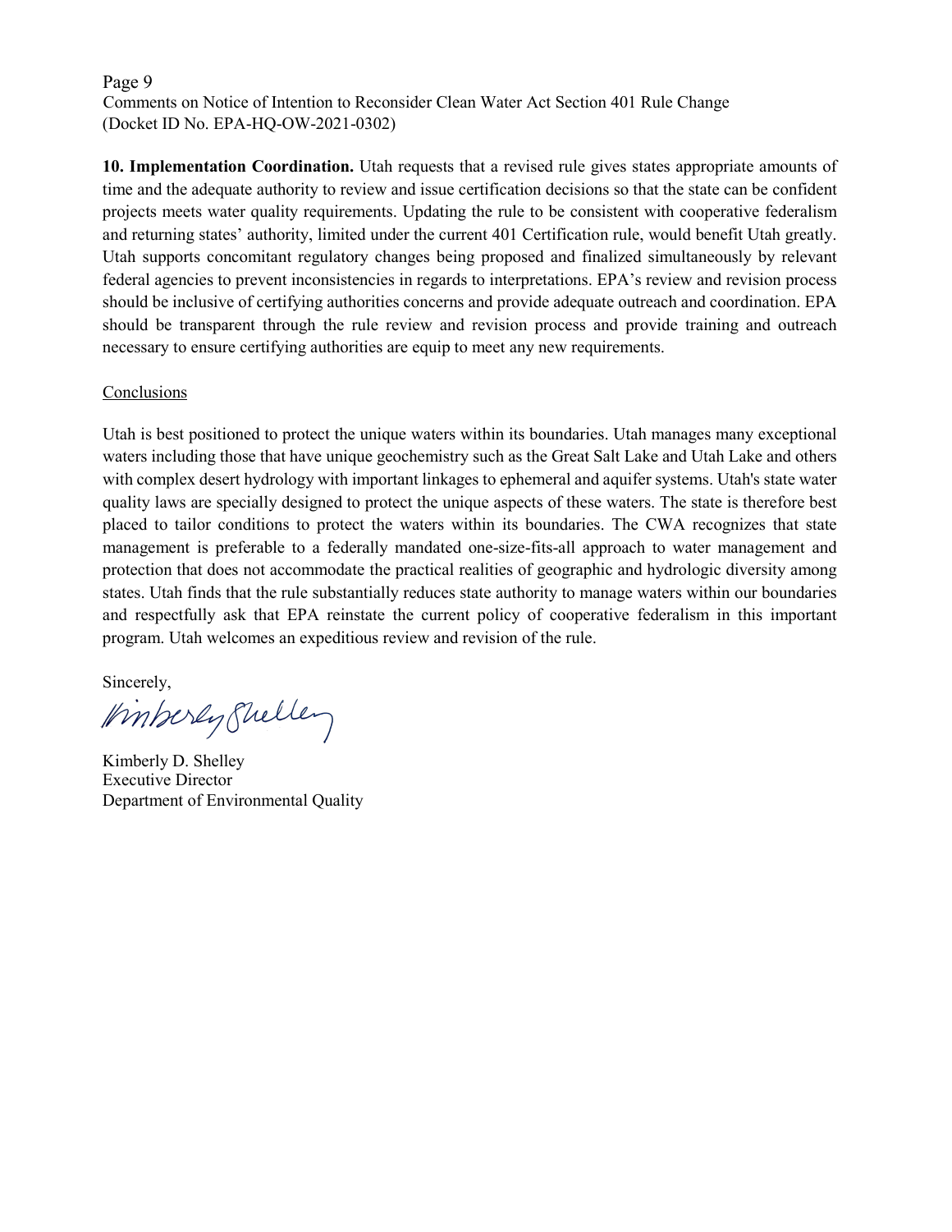**10. Implementation Coordination.** Utah requests that a revised rule gives states appropriate amounts of time and the adequate authority to review and issue certification decisions so that the state can be confident projects meets water quality requirements. Updating the rule to be consistent with cooperative federalism and returning states' authority, limited under the current 401 Certification rule, would benefit Utah greatly. Utah supports concomitant regulatory changes being proposed and finalized simultaneously by relevant federal agencies to prevent inconsistencies in regards to interpretations. EPA's review and revision process should be inclusive of certifying authorities concerns and provide adequate outreach and coordination. EPA should be transparent through the rule review and revision process and provide training and outreach necessary to ensure certifying authorities are equip to meet any new requirements.

Conclusions

Utah is best positioned to protect the unique waters within its boundaries. Utah manages many exceptional waters including those that have unique geochemistry such as the Great Salt Lake and Utah Lake and others with complex desert hydrology with important linkages to ephemeral and aquifer systems. Utah's state water quality laws are specially designed to protect the unique aspects of these waters. The state is therefore best placed to tailor conditions to protect the waters within its boundaries. The CWA recognizes that state management is preferable to a federally mandated one-size-fits-all approach to water management and protection that does not accommodate the practical realities of geographic and hydrologic diversity among states. Utah finds that the rule substantially reduces state authority to manage waters within our boundaries and respectfully ask that EPA reinstate the current policy of cooperative federalism in this important program. Utah welcomes an expeditious review and revision of the rule.

Sincerely,

Kimberly D. Shelley
Executive Director
Department of Environmental Quality